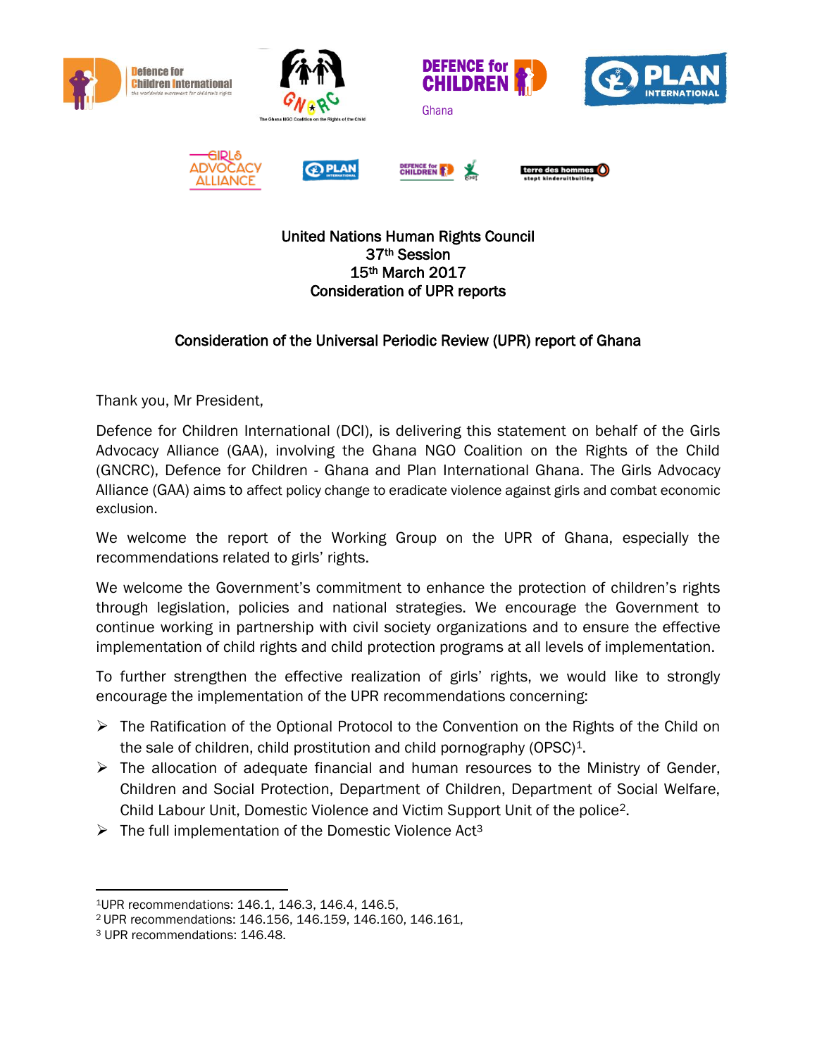United Nations Human Rights Council
37th Session
15th March 2017
Consideration of UPR reports

## Consideration of the Universal Periodic Review (UPR) report of Ghana

Thank you, Mr President,

Defence for Children International (DCI), is delivering this statement on behalf of the Girls Advocacy Alliance (GAA), involving the Ghana NGO Coalition on the Rights of the Child (GNCRC), Defence for Children - Ghana and Plan International Ghana. The Girls Advocacy Alliance (GAA) aims to affect policy change to eradicate violence against girls and combat economic exclusion.

We welcome the report of the Working Group on the UPR of Ghana, especially the recommendations related to girls' rights.

We welcome the Government's commitment to enhance the protection of children's rights through legislation, policies and national strategies. We encourage the Government to continue working in partnership with civil society organizations and to ensure the effective implementation of child rights and child protection programs at all levels of implementation.

To further strengthen the effective realization of girls' rights, we would like to strongly encourage the implementation of the UPR recommendations concerning:

- The Ratification of the Optional Protocol to the Convention on the Rights of the Child on the sale of children, child prostitution and child pornography (OPSC)[1].
- The allocation of adequate financial and human resources to the Ministry of Gender, Children and Social Protection, Department of Children, Department of Social Welfare, Child Labour Unit, Domestic Violence and Victim Support Unit of the police[2].
- The full implementation of the Domestic Violence Act[3]

---

[1] UPR recommendations: 146.1, 146.3, 146.4, 146.5,
[2] UPR recommendations: 146.156, 146.159, 146.160, 146.161,
[3] UPR recommendations: 146.48.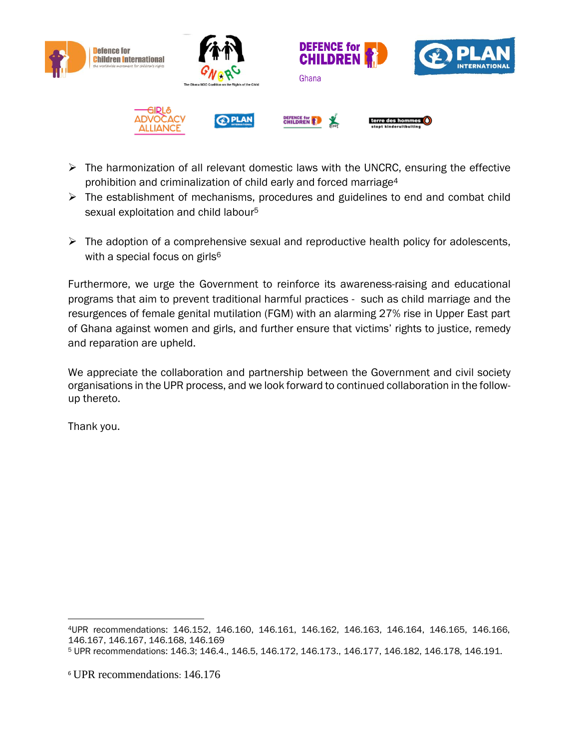- The harmonization of all relevant domestic laws with the UNCRC, ensuring the effective prohibition and criminalization of child early and forced marriage[4]
- The establishment of mechanisms, procedures and guidelines to end and combat child sexual exploitation and child labour[5]
- The adoption of a comprehensive sexual and reproductive health policy for adolescents, with a special focus on girls[6]

Furthermore, we urge the Government to reinforce its awareness-raising and educational programs that aim to prevent traditional harmful practices - such as child marriage and the resurgences of female genital mutilation (FGM) with an alarming 27% rise in Upper East part of Ghana against women and girls, and further ensure that victims' rights to justice, remedy and reparation are upheld.

We appreciate the collaboration and partnership between the Government and civil society organisations in the UPR process, and we look forward to continued collaboration in the follow-up thereto.

Thank you.

---

[4] UPR recommendations: 146.152, 146.160, 146.161, 146.162, 146.163, 146.164, 146.165, 146.166, 146.167, 146.167, 146.168, 146.169

[5] UPR recommendations: 146.3; 146.4., 146.5, 146.172, 146.173., 146.177, 146.182, 146.178, 146.191.

[6] UPR recommendations: 146.176